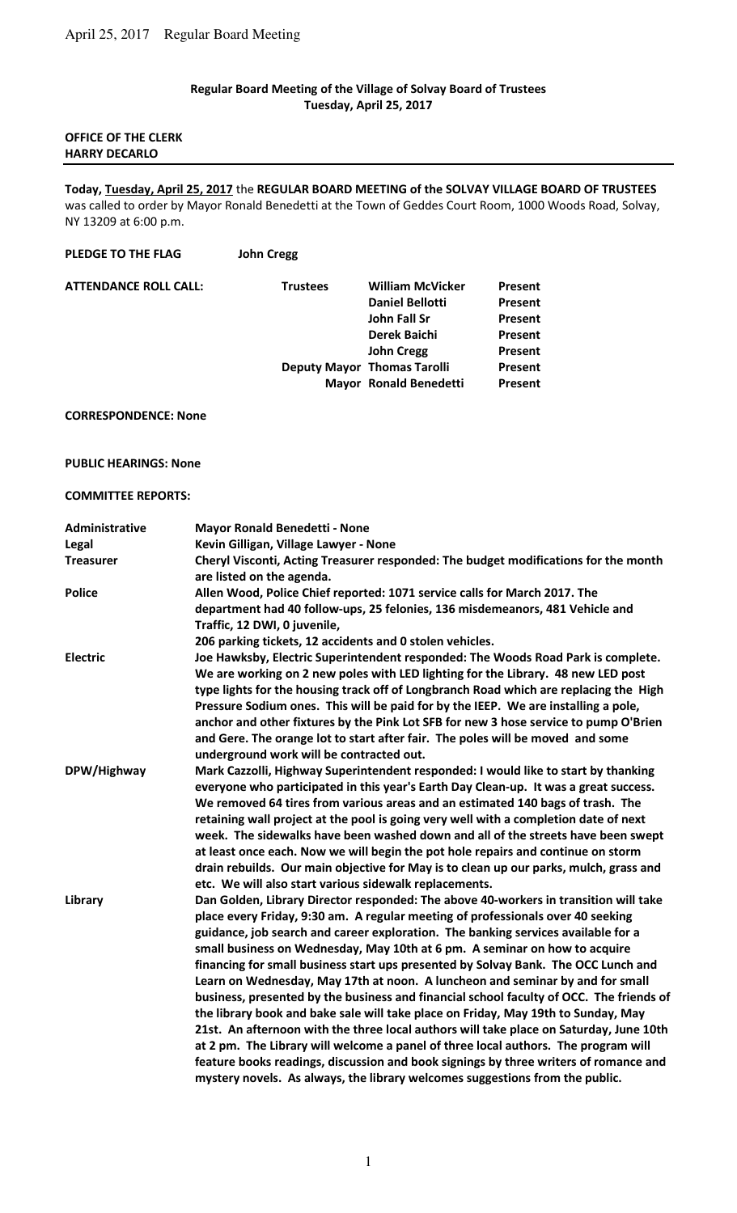**Regular Board Meeting of the Village of Solvay Board of Trustees**
**Tuesday, April 25, 2017**

**OFFICE OF THE CLERK**
**HARRY DECARLO**

---

**Today, Tuesday, April 25, 2017** the **REGULAR BOARD MEETING of the SOLVAY VILLAGE BOARD OF TRUSTEES** was called to order by Mayor Ronald Benedetti at the Town of Geddes Court Room, 1000 Woods Road, Solvay, NY 13209 at 6:00 p.m.

**PLEDGE TO THE FLAG** **John Cregg**

| **ATTENDANCE ROLL CALL:** | | | |
|---|---|---|---|
| | **Trustees** | **William McVicker** | **Present** |
| | | **Daniel Bellotti** | **Present** |
| | | **John Fall Sr** | **Present** |
| | | **Derek Baichi** | **Present** |
| | | **John Cregg** | **Present** |
| | **Deputy Mayor** | **Thomas Tarolli** | **Present** |
| | **Mayor** | **Ronald Benedetti** | **Present** |

**CORRESPONDENCE: None**

**PUBLIC HEARINGS: None**

**COMMITTEE REPORTS:**

| | |
|---|---|
| **Administrative** | **Mayor Ronald Benedetti - None** |
| **Legal** | **Kevin Gilligan, Village Lawyer - None** |
| **Treasurer** | **Cheryl Visconti, Acting Treasurer responded: The budget modifications for the month are listed on the agenda.** |
| **Police** | **Allen Wood, Police Chief reported: 1071 service calls for March 2017. The department had 40 follow-ups, 25 felonies, 136 misdemeanors, 481 Vehicle and Traffic, 12 DWI, 0 juvenile, 206 parking tickets, 12 accidents and 0 stolen vehicles.** |
| **Electric** | **Joe Hawksby, Electric Superintendent responded: The Woods Road Park is complete. We are working on 2 new poles with LED lighting for the Library. 48 new LED post type lights for the housing track off of Longbranch Road which are replacing the High Pressure Sodium ones. This will be paid for by the IEEP. We are installing a pole, anchor and other fixtures by the Pink Lot SFB for new 3 hose service to pump O'Brien and Gere. The orange lot to start after fair. The poles will be moved and some underground work will be contracted out.** |
| **DPW/Highway** | **Mark Cazzolli, Highway Superintendent responded: I would like to start by thanking everyone who participated in this year's Earth Day Clean-up. It was a great success. We removed 64 tires from various areas and an estimated 140 bags of trash. The retaining wall project at the pool is going very well with a completion date of next week. The sidewalks have been washed down and all of the streets have been swept at least once each. Now we will begin the pot hole repairs and continue on storm drain rebuilds. Our main objective for May is to clean up our parks, mulch, grass and etc. We will also start various sidewalk replacements.** |
| **Library** | **Dan Golden, Library Director responded: The above 40-workers in transition will take place every Friday, 9:30 am. A regular meeting of professionals over 40 seeking guidance, job search and career exploration. The banking services available for a small business on Wednesday, May 10th at 6 pm. A seminar on how to acquire financing for small business start ups presented by Solvay Bank. The OCC Lunch and Learn on Wednesday, May 17th at noon. A luncheon and seminar by and for small business, presented by the business and financial school faculty of OCC. The friends of the library book and bake sale will take place on Friday, May 19th to Sunday, May 21st. An afternoon with the three local authors will take place on Saturday, June 10th at 2 pm. The Library will welcome a panel of three local authors. The program will feature books readings, discussion and book signings by three writers of romance and mystery novels. As always, the library welcomes suggestions from the public.** |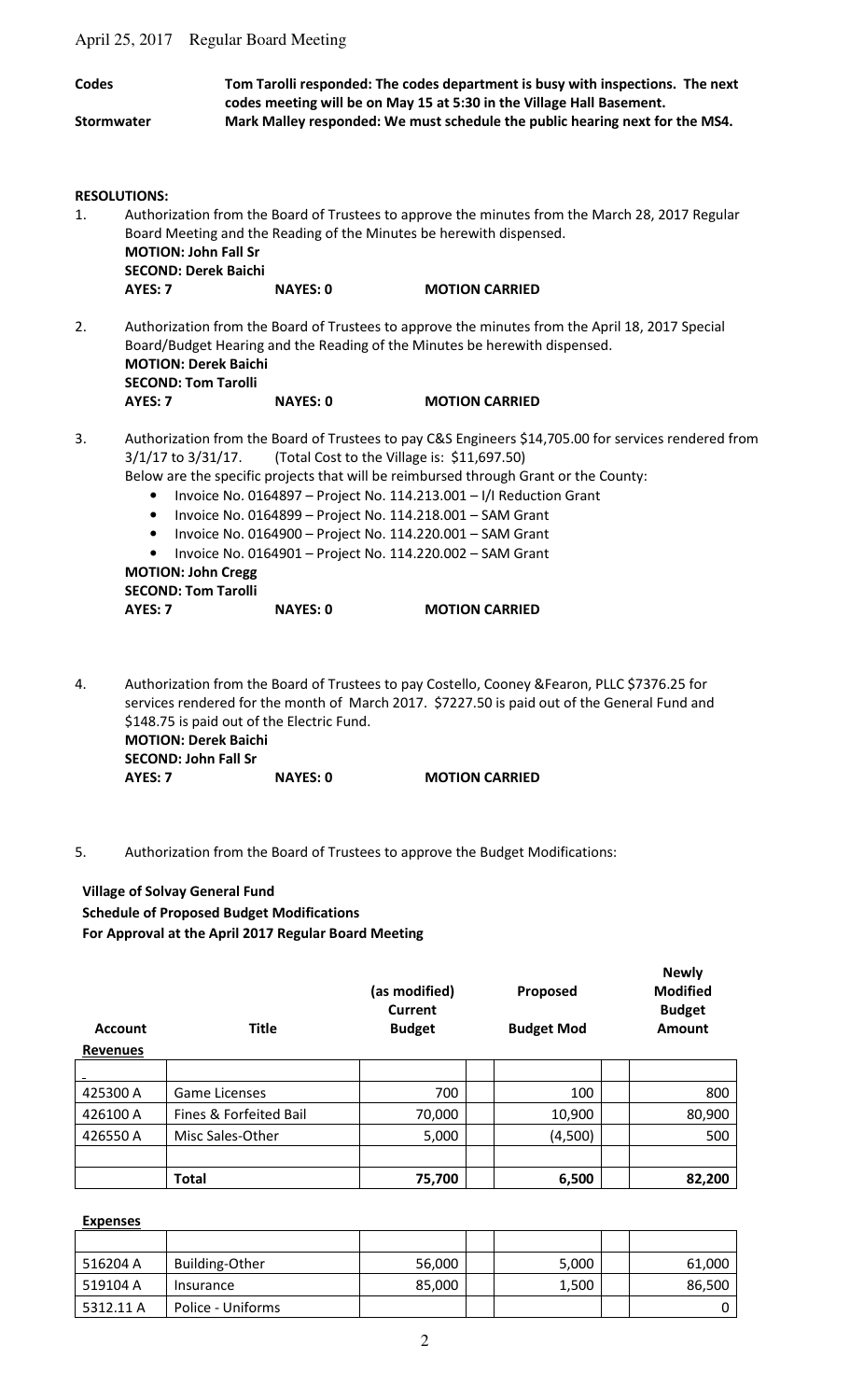**Codes** **Tom Tarolli responded: The codes department is busy with inspections. The next codes meeting will be on May 15 at 5:30 in the Village Hall Basement.**

**Stormwater** **Mark Malley responded: We must schedule the public hearing next for the MS4.**

**RESOLUTIONS:**

1. Authorization from the Board of Trustees to approve the minutes from the March 28, 2017 Regular Board Meeting and the Reading of the Minutes be herewith dispensed.
   **MOTION: John Fall Sr**
   **SECOND: Derek Baichi**
   **AYES: 7** **NAYES: 0** **MOTION CARRIED**

2. Authorization from the Board of Trustees to approve the minutes from the April 18, 2017 Special Board/Budget Hearing and the Reading of the Minutes be herewith dispensed.
   **MOTION: Derek Baichi**
   **SECOND: Tom Tarolli**
   **AYES: 7** **NAYES: 0** **MOTION CARRIED**

3. Authorization from the Board of Trustees to pay C&S Engineers $14,705.00 for services rendered from 3/1/17 to 3/31/17. (Total Cost to the Village is: $11,697.50)
   Below are the specific projects that will be reimbursed through Grant or the County:
   - Invoice No. 0164897 – Project No. 114.213.001 – I/I Reduction Grant
   - Invoice No. 0164899 – Project No. 114.218.001 – SAM Grant
   - Invoice No. 0164900 – Project No. 114.220.001 – SAM Grant
   - Invoice No. 0164901 – Project No. 114.220.002 – SAM Grant

   **MOTION: John Cregg**
   **SECOND: Tom Tarolli**
   **AYES: 7** **NAYES: 0** **MOTION CARRIED**

4. Authorization from the Board of Trustees to pay Costello, Cooney &Fearon, PLLC $7376.25 for services rendered for the month of March 2017. $7227.50 is paid out of the General Fund and $148.75 is paid out of the Electric Fund.
   **MOTION: Derek Baichi**
   **SECOND: John Fall Sr**
   **AYES: 7** **NAYES: 0** **MOTION CARRIED**

5. Authorization from the Board of Trustees to approve the Budget Modifications:

**Village of Solvay General Fund**
**Schedule of Proposed Budget Modifications**
**For Approval at the April 2017 Regular Board Meeting**

| Account | Title | (as modified) Current Budget | Proposed Budget Mod | Newly Modified Budget Amount |
|---|---|---|---|---|
| **Revenues** | | | | |
| 425300 A | Game Licenses | 700 | 100 | 800 |
| 426100 A | Fines & Forfeited Bail | 70,000 | 10,900 | 80,900 |
| 426550 A | Misc Sales-Other | 5,000 | (4,500) | 500 |
| | **Total** | **75,700** | **6,500** | **82,200** |

**Expenses**

| Account | Title | (as modified) Current Budget | Proposed Budget Mod | Newly Modified Budget Amount |
|---|---|---|---|---|
| 516204 A | Building-Other | 56,000 | 5,000 | 61,000 |
| 519104 A | Insurance | 85,000 | 1,500 | 86,500 |
| 5312.11 A | Police - Uniforms | | | 0 |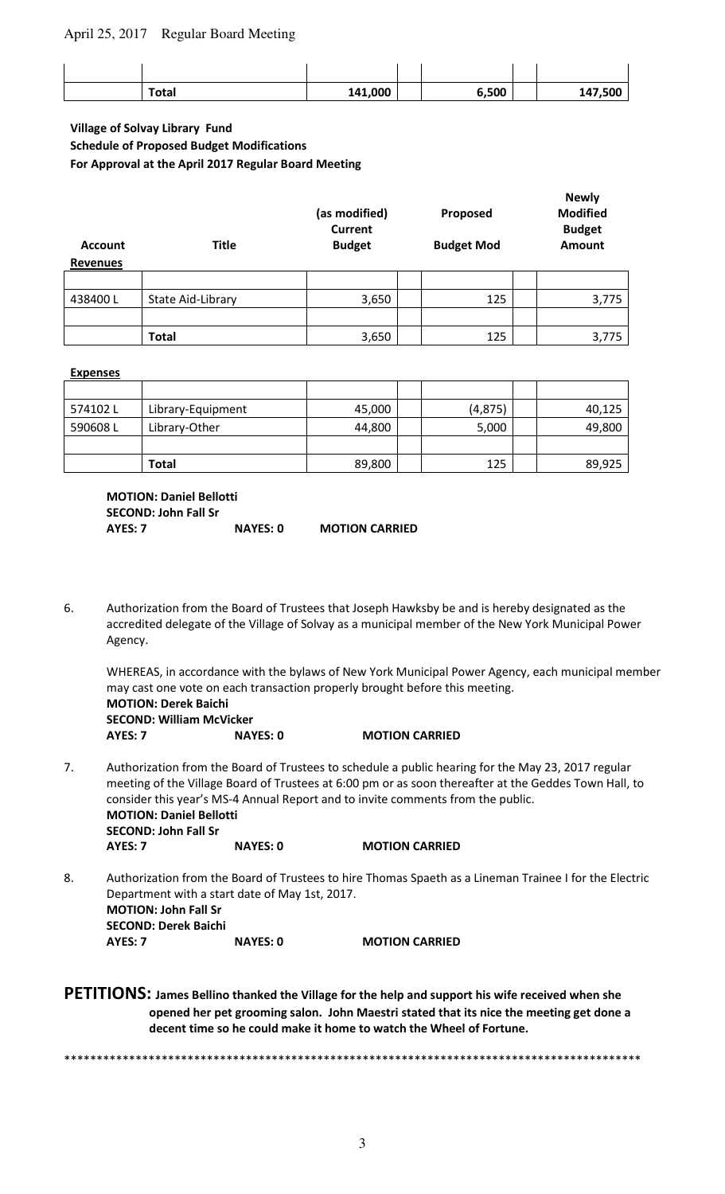| | Total | 141,000 | | 6,500 | | 147,500 |
|---|---|---|---|---|---|---|

**Village of Solvay Library Fund**
**Schedule of Proposed Budget Modifications**
**For Approval at the April 2017 Regular Board Meeting**

| Account | Title | (as modified) Current Budget | | Proposed Budget Mod | | Newly Modified Budget Amount |
|---|---|---|---|---|---|---|
| **Revenues** | | | | | | |
| 438400 L | State Aid-Library | 3,650 | | 125 | | 3,775 |
| | **Total** | 3,650 | | 125 | | 3,775 |

**Expenses**

| | | | | | | |
|---|---|---|---|---|---|---|
| 574102 L | Library-Equipment | 45,000 | | (4,875) | | 40,125 |
| 590608 L | Library-Other | 44,800 | | 5,000 | | 49,800 |
| | **Total** | 89,800 | | 125 | | 89,925 |

**MOTION: Daniel Bellotti**
**SECOND: John Fall Sr**
**AYES: 7 NAYES: 0 MOTION CARRIED**

6. Authorization from the Board of Trustees that Joseph Hawksby be and is hereby designated as the accredited delegate of the Village of Solvay as a municipal member of the New York Municipal Power Agency.

   WHEREAS, in accordance with the bylaws of New York Municipal Power Agency, each municipal member may cast one vote on each transaction properly brought before this meeting.
   **MOTION: Derek Baichi**
   **SECOND: William McVicker**
   **AYES: 7 NAYES: 0 MOTION CARRIED**

7. Authorization from the Board of Trustees to schedule a public hearing for the May 23, 2017 regular meeting of the Village Board of Trustees at 6:00 pm or as soon thereafter at the Geddes Town Hall, to consider this year's MS-4 Annual Report and to invite comments from the public.
   **MOTION: Daniel Bellotti**
   **SECOND: John Fall Sr**
   **AYES: 7 NAYES: 0 MOTION CARRIED**

8. Authorization from the Board of Trustees to hire Thomas Spaeth as a Lineman Trainee I for the Electric Department with a start date of May 1st, 2017.
   **MOTION: John Fall Sr**
   **SECOND: Derek Baichi**
   **AYES: 7 NAYES: 0 MOTION CARRIED**

**PETITIONS: James Bellino thanked the Village for the help and support his wife received when she opened her pet grooming salon. John Maestri stated that its nice the meeting get done a decent time so he could make it home to watch the Wheel of Fortune.**

*******************************************************************************************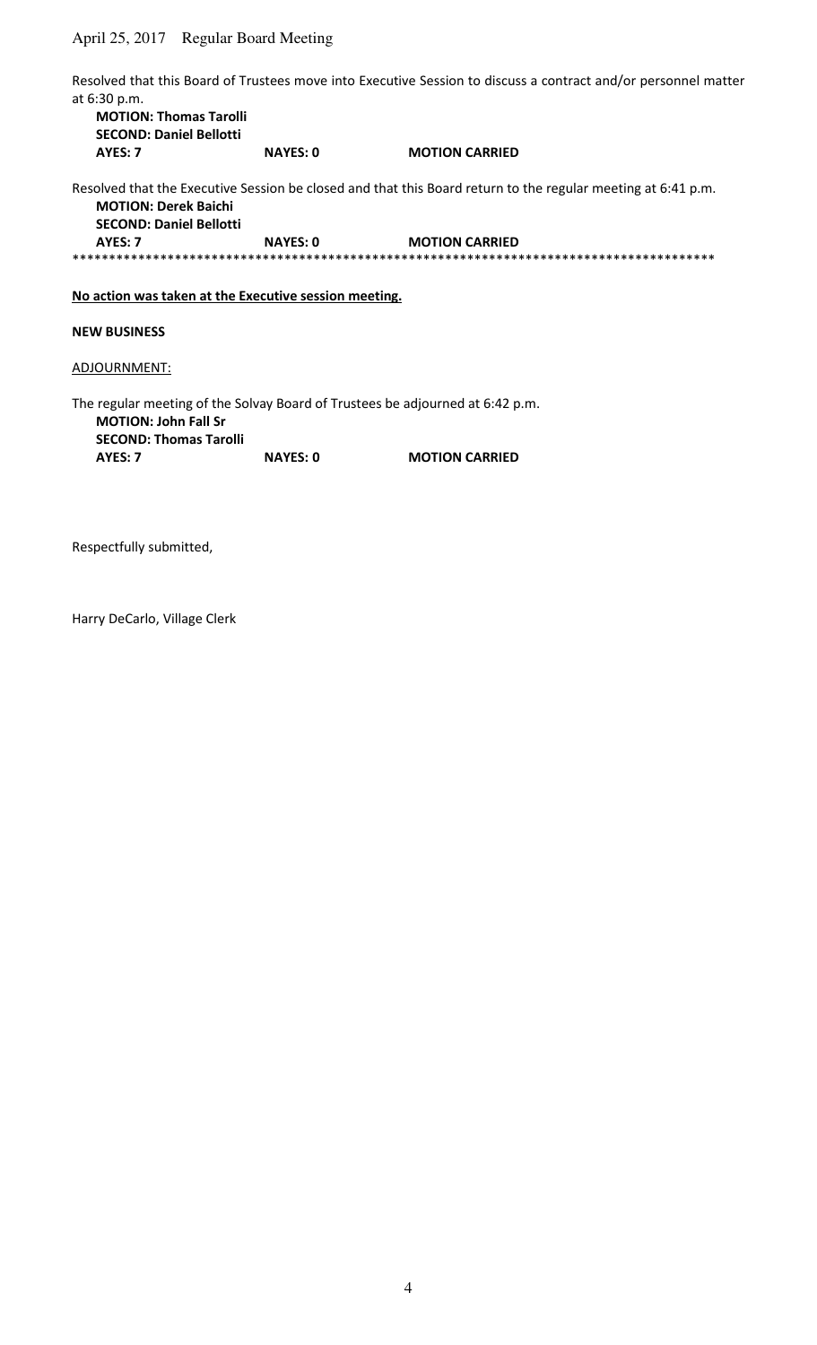Resolved that this Board of Trustees move into Executive Session to discuss a contract and/or personnel matter at 6:30 p.m.

**MOTION: Thomas Tarolli**
**SECOND: Daniel Bellotti**

| | | |
|---|---|---|
| **AYES: 7** | **NAYES: 0** | **MOTION CARRIED** |

Resolved that the Executive Session be closed and that this Board return to the regular meeting at 6:41 p.m.

**MOTION: Derek Baichi**
**SECOND: Daniel Bellotti**

| | | |
|---|---|---|
| **AYES: 7** | **NAYES: 0** | **MOTION CARRIED** |

*********************************************************************************************

**No action was taken at the Executive session meeting.**

**NEW BUSINESS**

ADJOURNMENT:

The regular meeting of the Solvay Board of Trustees be adjourned at 6:42 p.m.

**MOTION: John Fall Sr**
**SECOND: Thomas Tarolli**

| | | |
|---|---|---|
| **AYES: 7** | **NAYES: 0** | **MOTION CARRIED** |

Respectfully submitted,

Harry DeCarlo, Village Clerk